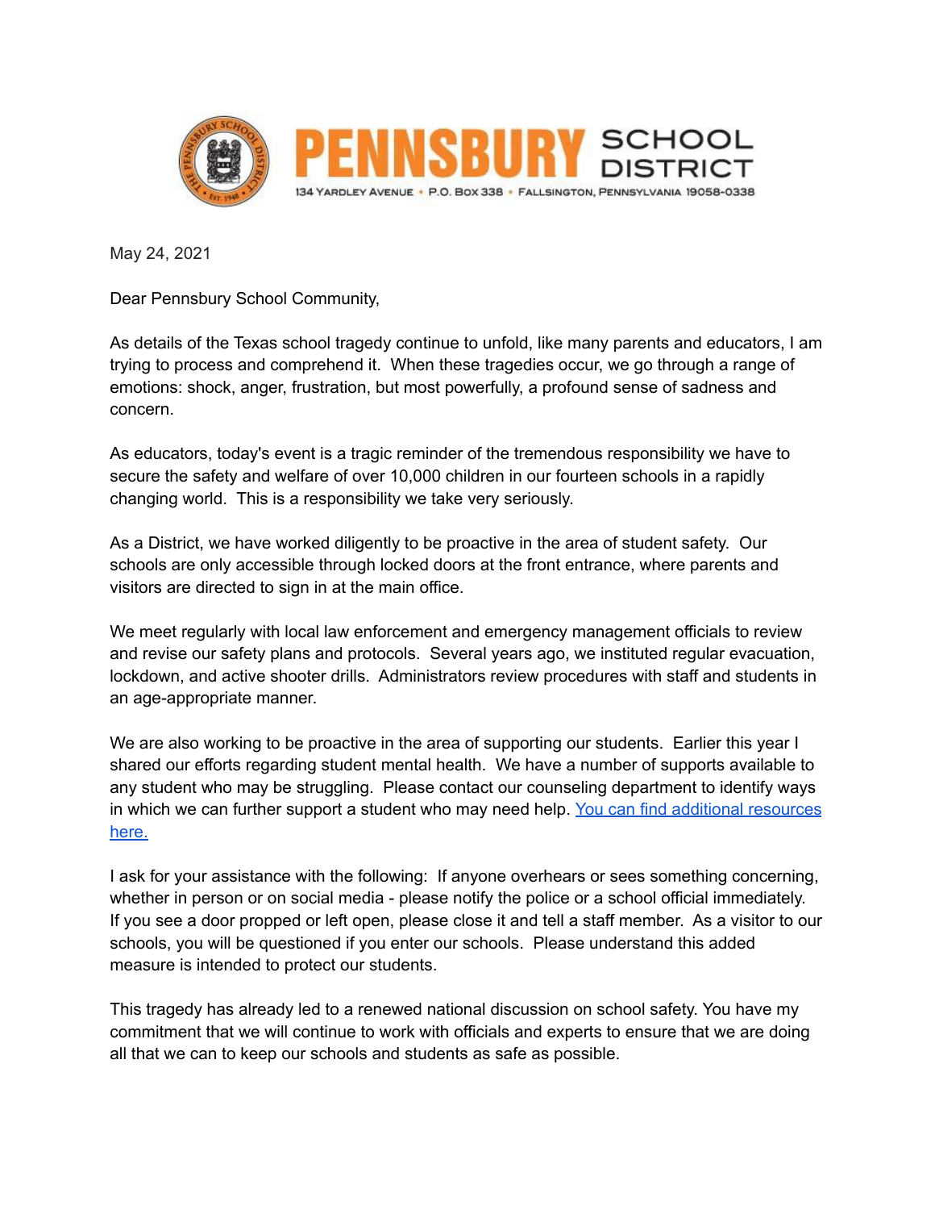**PENNSBURY SCHOOL DISTRICT**

134 YARDLEY AVENUE • P.O. BOX 338 • FALLSINGTON, PENNSYLVANIA 19058-0338

May 24, 2021

Dear Pennsbury School Community,

As details of the Texas school tragedy continue to unfold, like many parents and educators, I am trying to process and comprehend it. When these tragedies occur, we go through a range of emotions: shock, anger, frustration, but most powerfully, a profound sense of sadness and concern.

As educators, today's event is a tragic reminder of the tremendous responsibility we have to secure the safety and welfare of over 10,000 children in our fourteen schools in a rapidly changing world. This is a responsibility we take very seriously.

As a District, we have worked diligently to be proactive in the area of student safety. Our schools are only accessible through locked doors at the front entrance, where parents and visitors are directed to sign in at the main office.

We meet regularly with local law enforcement and emergency management officials to review and revise our safety plans and protocols. Several years ago, we instituted regular evacuation, lockdown, and active shooter drills. Administrators review procedures with staff and students in an age-appropriate manner.

We are also working to be proactive in the area of supporting our students. Earlier this year I shared our efforts regarding student mental health. We have a number of supports available to any student who may be struggling. Please contact our counseling department to identify ways in which we can further support a student who may need help. You can find additional resources here.

I ask for your assistance with the following: If anyone overhears or sees something concerning, whether in person or on social media - please notify the police or a school official immediately. If you see a door propped or left open, please close it and tell a staff member. As a visitor to our schools, you will be questioned if you enter our schools. Please understand this added measure is intended to protect our students.

This tragedy has already led to a renewed national discussion on school safety. You have my commitment that we will continue to work with officials and experts to ensure that we are doing all that we can to keep our schools and students as safe as possible.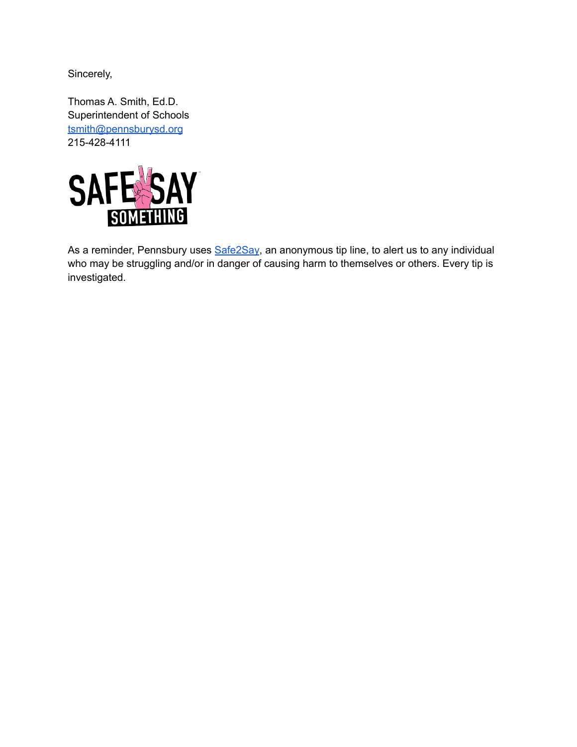Sincerely,

Thomas A. Smith, Ed.D.
Superintendent of Schools
tsmith@pennsburysd.org
215-428-4111

SAFE2SAY SOMETHING

As a reminder, Pennsbury uses Safe2Say, an anonymous tip line, to alert us to any individual who may be struggling and/or in danger of causing harm to themselves or others. Every tip is investigated.